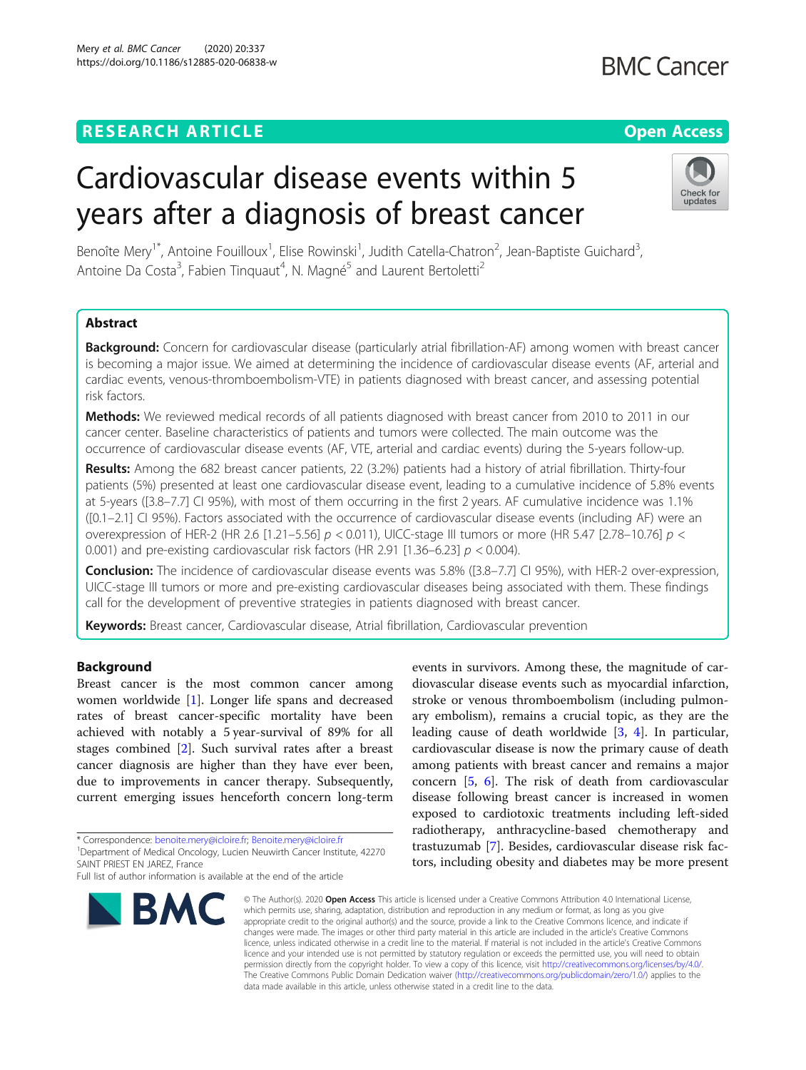# Cardiovascular disease events within 5 years after a diagnosis of breast cancer

Benoîte Mery[1*], Antoine Fouilloux[1], Elise Rowinski[1], Judith Catella-Chatron[2], Jean-Baptiste Guichard[3], Antoine Da Costa[3], Fabien Tinquaut[4], N. Magné[5] and Laurent Bertoletti[2]

## Abstract

**Background:** Concern for cardiovascular disease (particularly atrial fibrillation-AF) among women with breast cancer is becoming a major issue. We aimed at determining the incidence of cardiovascular disease events (AF, arterial and cardiac events, venous-thromboembolism-VTE) in patients diagnosed with breast cancer, and assessing potential risk factors.

**Methods:** We reviewed medical records of all patients diagnosed with breast cancer from 2010 to 2011 in our cancer center. Baseline characteristics of patients and tumors were collected. The main outcome was the occurrence of cardiovascular disease events (AF, VTE, arterial and cardiac events) during the 5-years follow-up.

**Results:** Among the 682 breast cancer patients, 22 (3.2%) patients had a history of atrial fibrillation. Thirty-four patients (5%) presented at least one cardiovascular disease event, leading to a cumulative incidence of 5.8% events at 5-years ([3.8–7.7] CI 95%), with most of them occurring in the first 2 years. AF cumulative incidence was 1.1% ([0.1–2.1] CI 95%). Factors associated with the occurrence of cardiovascular disease events (including AF) were an overexpression of HER-2 (HR 2.6 [1.21–5.56] $p < 0.011$), UICC-stage III tumors or more (HR 5.47 [2.78–10.76] $p < 0.001$) and pre-existing cardiovascular risk factors (HR 2.91 [1.36–6.23] $p < 0.004$).

**Conclusion:** The incidence of cardiovascular disease events was 5.8% ([3.8–7.7] CI 95%), with HER-2 over-expression, UICC-stage III tumors or more and pre-existing cardiovascular diseases being associated with them. These findings call for the development of preventive strategies in patients diagnosed with breast cancer.

**Keywords:** Breast cancer, Cardiovascular disease, Atrial fibrillation, Cardiovascular prevention

## Background

Breast cancer is the most common cancer among women worldwide [1]. Longer life spans and decreased rates of breast cancer-specific mortality have been achieved with notably a 5 year-survival of 89% for all stages combined [2]. Such survival rates after a breast cancer diagnosis are higher than they have ever been, due to improvements in cancer therapy. Subsequently, current emerging issues henceforth concern long-term events in survivors. Among these, the magnitude of cardiovascular disease events such as myocardial infarction, stroke or venous thromboembolism (including pulmonary embolism), remains a crucial topic, as they are the leading cause of death worldwide [3, 4]. In particular, cardiovascular disease is now the primary cause of death among patients with breast cancer and remains a major concern [5, 6]. The risk of death from cardiovascular disease following breast cancer is increased in women exposed to cardiotoxic treatments including left-sided radiotherapy, anthracycline-based chemotherapy and trastuzumab [7]. Besides, cardiovascular disease risk factors, including obesity and diabetes may be more present

\* Correspondence: benoite.mery@icloire.fr; Benoite.mery@icloire.fr
[1]Department of Medical Oncology, Lucien Neuwirth Cancer Institute, 42270 SAINT PRIEST EN JAREZ, France
Full list of author information is available at the end of the article

© The Author(s). 2020 **Open Access** This article is licensed under a Creative Commons Attribution 4.0 International License, which permits use, sharing, adaptation, distribution and reproduction in any medium or format, as long as you give appropriate credit to the original author(s) and the source, provide a link to the Creative Commons licence, and indicate if changes were made. The images or other third party material in this article are included in the article's Creative Commons licence, unless indicated otherwise in a credit line to the material. If material is not included in the article's Creative Commons licence and your intended use is not permitted by statutory regulation or exceeds the permitted use, you will need to obtain permission directly from the copyright holder. To view a copy of this licence, visit http://creativecommons.org/licenses/by/4.0/. The Creative Commons Public Domain Dedication waiver (http://creativecommons.org/publicdomain/zero/1.0/) applies to the data made available in this article, unless otherwise stated in a credit line to the data.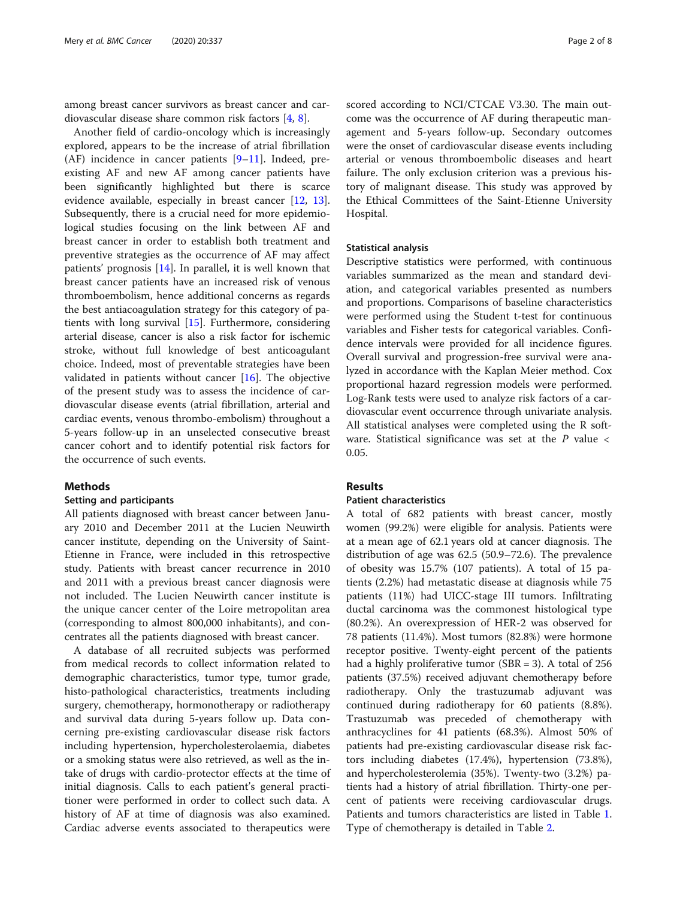among breast cancer survivors as breast cancer and cardiovascular disease share common risk factors [4, 8].

Another field of cardio-oncology which is increasingly explored, appears to be the increase of atrial fibrillation (AF) incidence in cancer patients [9–11]. Indeed, pre-existing AF and new AF among cancer patients have been significantly highlighted but there is scarce evidence available, especially in breast cancer [12, 13]. Subsequently, there is a crucial need for more epidemiological studies focusing on the link between AF and breast cancer in order to establish both treatment and preventive strategies as the occurrence of AF may affect patients' prognosis [14]. In parallel, it is well known that breast cancer patients have an increased risk of venous thromboembolism, hence additional concerns as regards the best antiacoagulation strategy for this category of patients with long survival [15]. Furthermore, considering arterial disease, cancer is also a risk factor for ischemic stroke, without full knowledge of best anticoagulant choice. Indeed, most of preventable strategies have been validated in patients without cancer [16]. The objective of the present study was to assess the incidence of cardiovascular disease events (atrial fibrillation, arterial and cardiac events, venous thrombo-embolism) throughout a 5-years follow-up in an unselected consecutive breast cancer cohort and to identify potential risk factors for the occurrence of such events.

## Methods

### Setting and participants

All patients diagnosed with breast cancer between January 2010 and December 2011 at the Lucien Neuwirth cancer institute, depending on the University of Saint-Etienne in France, were included in this retrospective study. Patients with breast cancer recurrence in 2010 and 2011 with a previous breast cancer diagnosis were not included. The Lucien Neuwirth cancer institute is the unique cancer center of the Loire metropolitan area (corresponding to almost 800,000 inhabitants), and concentrates all the patients diagnosed with breast cancer.

A database of all recruited subjects was performed from medical records to collect information related to demographic characteristics, tumor type, tumor grade, histo-pathological characteristics, treatments including surgery, chemotherapy, hormonotherapy or radiotherapy and survival data during 5-years follow up. Data concerning pre-existing cardiovascular disease risk factors including hypertension, hypercholesterolaemia, diabetes or a smoking status were also retrieved, as well as the intake of drugs with cardio-protector effects at the time of initial diagnosis. Calls to each patient's general practitioner were performed in order to collect such data. A history of AF at time of diagnosis was also examined. Cardiac adverse events associated to therapeutics were scored according to NCI/CTCAE V3.30. The main outcome was the occurrence of AF during therapeutic management and 5-years follow-up. Secondary outcomes were the onset of cardiovascular disease events including arterial or venous thromboembolic diseases and heart failure. The only exclusion criterion was a previous history of malignant disease. This study was approved by the Ethical Committees of the Saint-Etienne University Hospital.

### Statistical analysis

Descriptive statistics were performed, with continuous variables summarized as the mean and standard deviation, and categorical variables presented as numbers and proportions. Comparisons of baseline characteristics were performed using the Student t-test for continuous variables and Fisher tests for categorical variables. Confidence intervals were provided for all incidence figures. Overall survival and progression-free survival were analyzed in accordance with the Kaplan Meier method. Cox proportional hazard regression models were performed. Log-Rank tests were used to analyze risk factors of a cardiovascular event occurrence through univariate analysis. All statistical analyses were completed using the R software. Statistical significance was set at the $P$ value < 0.05.

## Results

### Patient characteristics

A total of 682 patients with breast cancer, mostly women (99.2%) were eligible for analysis. Patients were at a mean age of 62.1 years old at cancer diagnosis. The distribution of age was 62.5 (50.9–72.6). The prevalence of obesity was 15.7% (107 patients). A total of 15 patients (2.2%) had metastatic disease at diagnosis while 75 patients (11%) had UICC-stage III tumors. Infiltrating ductal carcinoma was the commonest histological type (80.2%). An overexpression of HER-2 was observed for 78 patients (11.4%). Most tumors (82.8%) were hormone receptor positive. Twenty-eight percent of the patients had a highly proliferative tumor (SBR = 3). A total of 256 patients (37.5%) received adjuvant chemotherapy before radiotherapy. Only the trastuzumab adjuvant was continued during radiotherapy for 60 patients (8.8%). Trastuzumab was preceded of chemotherapy with anthracyclines for 41 patients (68.3%). Almost 50% of patients had pre-existing cardiovascular disease risk factors including diabetes (17.4%), hypertension (73.8%), and hypercholesterolemia (35%). Twenty-two (3.2%) patients had a history of atrial fibrillation. Thirty-one percent of patients were receiving cardiovascular drugs. Patients and tumors characteristics are listed in Table 1. Type of chemotherapy is detailed in Table 2.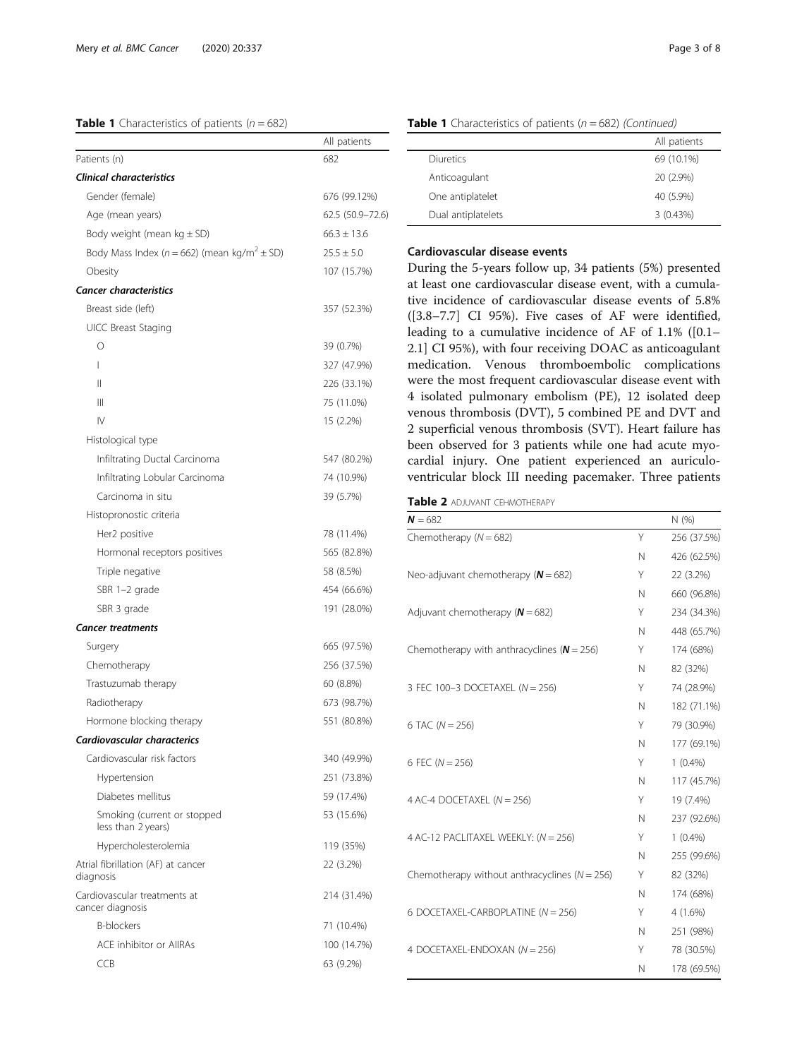**Table 1** Characteristics of patients ($n = 682$)

| | All patients |
|---|---|
| Patients (n) | 682 |
| ***Clinical characteristics*** | |
| Gender (female) | 676 (99.12%) |
| Age (mean years) | 62.5 (50.9–72.6) |
| Body weight (mean kg ± SD) | 66.3 ± 13.6 |
| Body Mass Index ($n = 662$) (mean kg/m$^2$ ± SD) | 25.5 ± 5.0 |
| Obesity | 107 (15.7%) |
| ***Cancer characteristics*** | |
| Breast side (left) | 357 (52.3%) |
| UICC Breast Staging | |
| O | 39 (0.7%) |
| I | 327 (47.9%) |
| II | 226 (33.1%) |
| III | 75 (11.0%) |
| IV | 15 (2.2%) |
| Histological type | |
| Infiltrating Ductal Carcinoma | 547 (80.2%) |
| Infiltrating Lobular Carcinoma | 74 (10.9%) |
| Carcinoma in situ | 39 (5.7%) |
| Histopronostic criteria | |
| Her2 positive | 78 (11.4%) |
| Hormonal receptors positives | 565 (82.8%) |
| Triple negative | 58 (8.5%) |
| SBR 1–2 grade | 454 (66.6%) |
| SBR 3 grade | 191 (28.0%) |
| ***Cancer treatments*** | |
| Surgery | 665 (97.5%) |
| Chemotherapy | 256 (37.5%) |
| Trastuzumab therapy | 60 (8.8%) |
| Radiotherapy | 673 (98.7%) |
| Hormone blocking therapy | 551 (80.8%) |
| ***Cardiovascular charactetrics*** | |
| Cardiovascular risk factors | 340 (49.9%) |
| Hypertension | 251 (73.8%) |
| Diabetes mellitus | 59 (17.4%) |
| Smoking (current or stopped less than 2 years) | 53 (15.6%) |
| Hypercholesterolemia | 119 (35%) |
| Atrial fibrillation (AF) at cancer diagnosis | 22 (3.2%) |
| Cardiovascular treatments at cancer diagnosis | 214 (31.4%) |
| B-blockers | 71 (10.4%) |
| ACE inhibitor or AIIRAs | 100 (14.7%) |
| CCB | 63 (9.2%) |
| Diuretics | 69 (10.1%) |
| Anticoagulant | 20 (2.9%) |
| One antiplatelet | 40 (5.9%) |
| Dual antiplatelets | 3 (0.43%) |

## Cardiovascular disease events

During the 5-years follow up, 34 patients (5%) presented at least one cardiovascular disease event, with a cumulative incidence of cardiovascular disease events of 5.8% ([3.8–7.7] CI 95%). Five cases of AF were identified, leading to a cumulative incidence of AF of 1.1% ([0.1–2.1] CI 95%), with four receiving DOAC as anticoagulant medication. Venous thromboembolic complications were the most frequent cardiovascular disease event with 4 isolated pulmonary embolism (PE), 12 isolated deep venous thrombosis (DVT), 5 combined PE and DVT and 2 superficial venous thrombosis (SVT). Heart failure has been observed for 3 patients while one had acute myocardial injury. One patient experienced an auriculo-ventricular block III needing pacemaker. Three patients

**Table 2** ADJUVANT CEHMOTHERAPY

| $N = 682$ | | N (%) |
|---|---|---|
| Chemotherapy ($N = 682$) | Y | 256 (37.5%) |
| | N | 426 (62.5%) |
| Neo-adjuvant chemotherapy ($N = 682$) | Y | 22 (3.2%) |
| | N | 660 (96.8%) |
| Adjuvant chemotherapy ($N = 682$) | Y | 234 (34.3%) |
| | N | 448 (65.7%) |
| Chemotherapy with anthracyclines ($N = 256$) | Y | 174 (68%) |
| | N | 82 (32%) |
| 3 FEC 100–3 DOCETAXEL ($N = 256$) | Y | 74 (28.9%) |
| | N | 182 (71.1%) |
| 6 TAC ($N = 256$) | Y | 79 (30.9%) |
| | N | 177 (69.1%) |
| 6 FEC ($N = 256$) | Y | 1 (0.4%) |
| | N | 117 (45.7%) |
| 4 AC-4 DOCETAXEL ($N = 256$) | Y | 19 (7.4%) |
| | N | 237 (92.6%) |
| 4 AC-12 PACLITAXEL WEEKLY: ($N = 256$) | Y | 1 (0.4%) |
| | N | 255 (99.6%) |
| Chemotherapy without anthracyclines ($N = 256$) | Y | 82 (32%) |
| | N | 174 (68%) |
| 6 DOCETAXEL-CARBOPLATINE ($N = 256$) | Y | 4 (1.6%) |
| | N | 251 (98%) |
| 4 DOCETAXEL-ENDOXAN ($N = 256$) | Y | 78 (30.5%) |
| | N | 178 (69.5%) |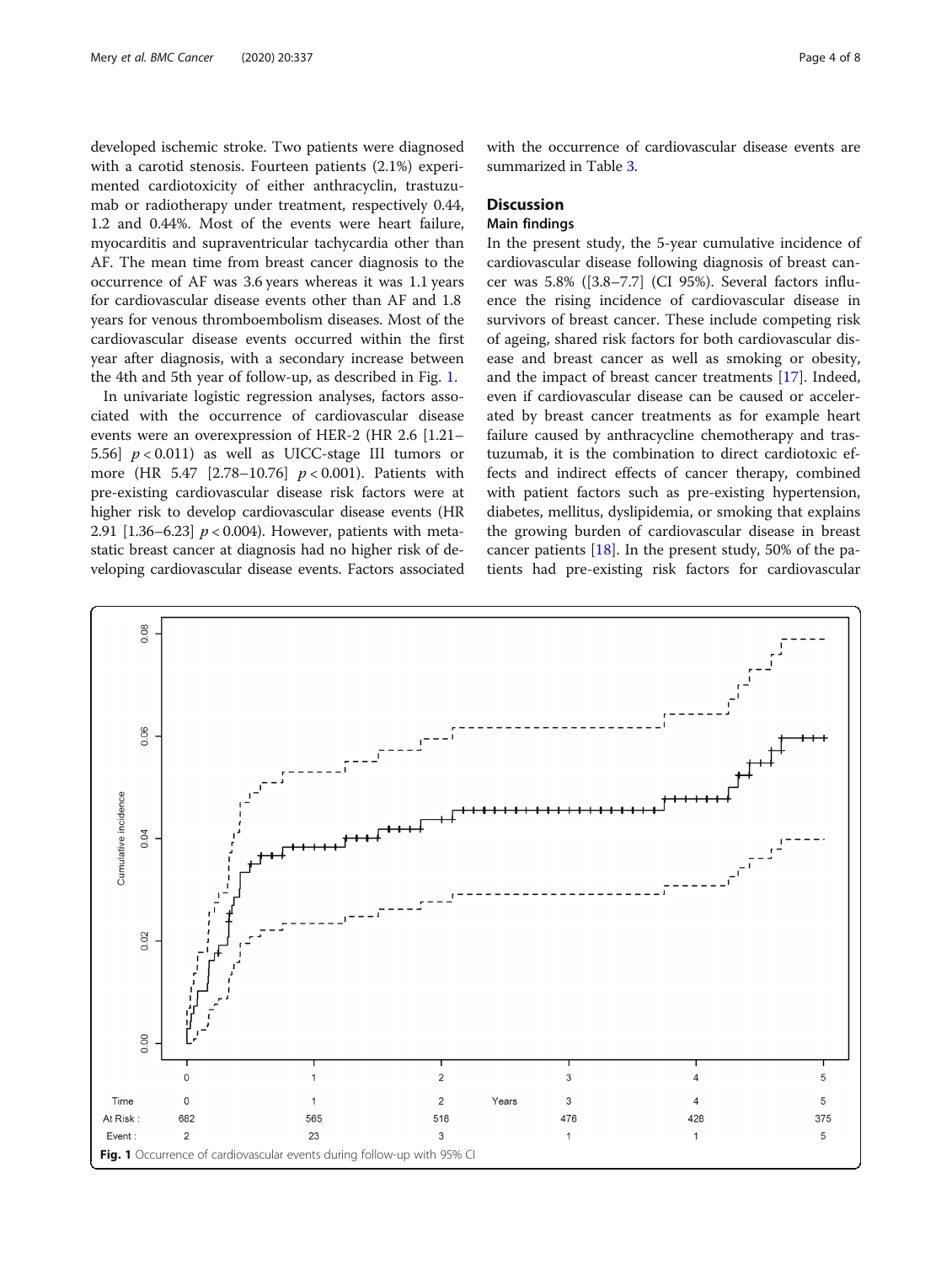developed ischemic stroke. Two patients were diagnosed with a carotid stenosis. Fourteen patients (2.1%) experimented cardiotoxicity of either anthracyclin, trastuzumab or radiotherapy under treatment, respectively 0.44, 1.2 and 0.44%. Most of the events were heart failure, myocarditis and supraventricular tachycardia other than AF. The mean time from breast cancer diagnosis to the occurrence of AF was 3.6 years whereas it was 1.1 years for cardiovascular disease events other than AF and 1.8 years for venous thromboembolism diseases. Most of the cardiovascular disease events occurred within the first year after diagnosis, with a secondary increase between the 4th and 5th year of follow-up, as described in Fig. 1.

In univariate logistic regression analyses, factors associated with the occurrence of cardiovascular disease events were an overexpression of HER-2 (HR 2.6 [1.21–5.56] $p < 0.011$) as well as UICC-stage III tumors or more (HR 5.47 [2.78–10.76] $p < 0.001$). Patients with pre-existing cardiovascular disease risk factors were at higher risk to develop cardiovascular disease events (HR 2.91 [1.36–6.23] $p < 0.004$). However, patients with metastatic breast cancer at diagnosis had no higher risk of developing cardiovascular disease events. Factors associated with the occurrence of cardiovascular disease events are summarized in Table 3.

## Discussion

### Main findings

In the present study, the 5-year cumulative incidence of cardiovascular disease following diagnosis of breast cancer was 5.8% ([3.8–7.7] (CI 95%). Several factors influence the rising incidence of cardiovascular disease in survivors of breast cancer. These include competing risk of ageing, shared risk factors for both cardiovascular disease and breast cancer as well as smoking or obesity, and the impact of breast cancer treatments [17]. Indeed, even if cardiovascular disease can be caused or accelerated by breast cancer treatments as for example heart failure caused by anthracycline chemotherapy and trastuzumab, it is the combination to direct cardiotoxic effects and indirect effects of cancer therapy, combined with patient factors such as pre-existing hypertension, diabetes, mellitus, dyslipidemia, or smoking that explains the growing burden of cardiovascular disease in breast cancer patients [18]. In the present study, 50% of the patients had pre-existing risk factors for cardiovascular

| Time | 0 | 1 | 2 | 3 | 4 | 5 |
| --- | --- | --- | --- | --- | --- | --- |
| At Risk : | 682 | 565 | 518 | 476 | 428 | 375 |
| Event : | 2 | 23 | 3 | 1 | 1 | 5 |

**Fig. 1** Occurrence of cardiovascular events during follow-up with 95% CI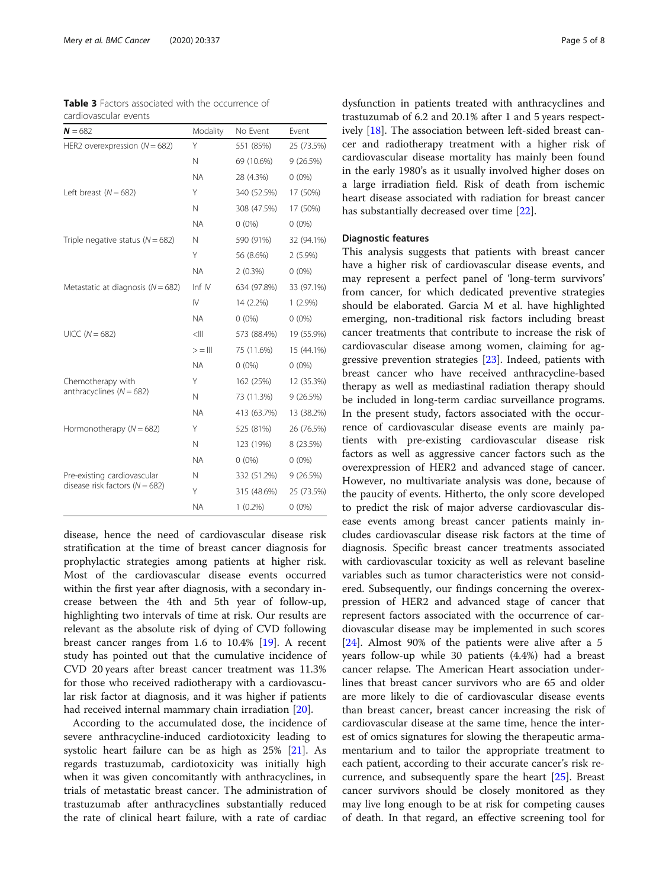**Table 3** Factors associated with the occurrence of cardiovascular events

| **N** = 682 | Modality | No Event | Event |
|---|---|---|---|
| HER2 overexpression (N = 682) | Y | 551 (85%) | 25 (73.5%) |
| | N | 69 (10.6%) | 9 (26.5%) |
| | NA | 28 (4.3%) | 0 (0%) |
| Left breast (N = 682) | Y | 340 (52.5%) | 17 (50%) |
| | N | 308 (47.5%) | 17 (50%) |
| | NA | 0 (0%) | 0 (0%) |
| Triple negative status (N = 682) | N | 590 (91%) | 32 (94.1%) |
| | Y | 56 (8.6%) | 2 (5.9%) |
| | NA | 2 (0.3%) | 0 (0%) |
| Metastatic at diagnosis (N = 682) | Inf IV | 634 (97.8%) | 33 (97.1%) |
| | IV | 14 (2.2%) | 1 (2.9%) |
| | NA | 0 (0%) | 0 (0%) |
| UICC (N = 682) | <III | 573 (88.4%) | 19 (55.9%) |
| | > = III | 75 (11.6%) | 15 (44.1%) |
| | NA | 0 (0%) | 0 (0%) |
| Chemotherapy with anthracyclines (N = 682) | Y | 162 (25%) | 12 (35.3%) |
| | N | 73 (11.3%) | 9 (26.5%) |
| | NA | 413 (63.7%) | 13 (38.2%) |
| Hormonotherapy (N = 682) | Y | 525 (81%) | 26 (76.5%) |
| | N | 123 (19%) | 8 (23.5%) |
| | NA | 0 (0%) | 0 (0%) |
| Pre-existing cardiovascular disease risk factors (N = 682) | N | 332 (51.2%) | 9 (26.5%) |
| | Y | 315 (48.6%) | 25 (73.5%) |
| | NA | 1 (0.2%) | 0 (0%) |

disease, hence the need of cardiovascular disease risk stratification at the time of breast cancer diagnosis for prophylactic strategies among patients at higher risk. Most of the cardiovascular disease events occurred within the first year after diagnosis, with a secondary increase between the 4th and 5th year of follow-up, highlighting two intervals of time at risk. Our results are relevant as the absolute risk of dying of CVD following breast cancer ranges from 1.6 to 10.4% [19]. A recent study has pointed out that the cumulative incidence of CVD 20 years after breast cancer treatment was 11.3% for those who received radiotherapy with a cardiovascular risk factor at diagnosis, and it was higher if patients had received internal mammary chain irradiation [20].

According to the accumulated dose, the incidence of severe anthracycline-induced cardiotoxicity leading to systolic heart failure can be as high as 25% [21]. As regards trastuzumab, cardiotoxicity was initially high when it was given concomitantly with anthracyclines, in trials of metastatic breast cancer. The administration of trastuzumab after anthracyclines substantially reduced the rate of clinical heart failure, with a rate of cardiac dysfunction in patients treated with anthracyclines and trastuzumab of 6.2 and 20.1% after 1 and 5 years respectively [18]. The association between left-sided breast cancer and radiotherapy treatment with a higher risk of cardiovascular disease mortality has mainly been found in the early 1980's as it usually involved higher doses on a large irradiation field. Risk of death from ischemic heart disease associated with radiation for breast cancer has substantially decreased over time [22].

### Diagnostic features

This analysis suggests that patients with breast cancer have a higher risk of cardiovascular disease events, and may represent a perfect panel of 'long-term survivors' from cancer, for which dedicated preventive strategies should be elaborated. Garcia M et al. have highlighted emerging, non-traditional risk factors including breast cancer treatments that contribute to increase the risk of cardiovascular disease among women, claiming for aggressive prevention strategies [23]. Indeed, patients with breast cancer who have received anthracycline-based therapy as well as mediastinal radiation therapy should be included in long-term cardiac surveillance programs. In the present study, factors associated with the occurrence of cardiovascular disease events are mainly patients with pre-existing cardiovascular disease risk factors as well as aggressive cancer factors such as the overexpression of HER2 and advanced stage of cancer. However, no multivariate analysis was done, because of the paucity of events. Hitherto, the only score developed to predict the risk of major adverse cardiovascular disease events among breast cancer patients mainly includes cardiovascular disease risk factors at the time of diagnosis. Specific breast cancer treatments associated with cardiovascular toxicity as well as relevant baseline variables such as tumor characteristics were not considered. Subsequently, our findings concerning the overexpression of HER2 and advanced stage of cancer that represent factors associated with the occurrence of cardiovascular disease may be implemented in such scores [24]. Almost 90% of the patients were alive after a 5 years follow-up while 30 patients (4.4%) had a breast cancer relapse. The American Heart association underlines that breast cancer survivors who are 65 and older are more likely to die of cardiovascular disease events than breast cancer, breast cancer increasing the risk of cardiovascular disease at the same time, hence the interest of omics signatures for slowing the therapeutic armamentarium and to tailor the appropriate treatment to each patient, according to their accurate cancer's risk recurrence, and subsequently spare the heart [25]. Breast cancer survivors should be closely monitored as they may live long enough to be at risk for competing causes of death. In that regard, an effective screening tool for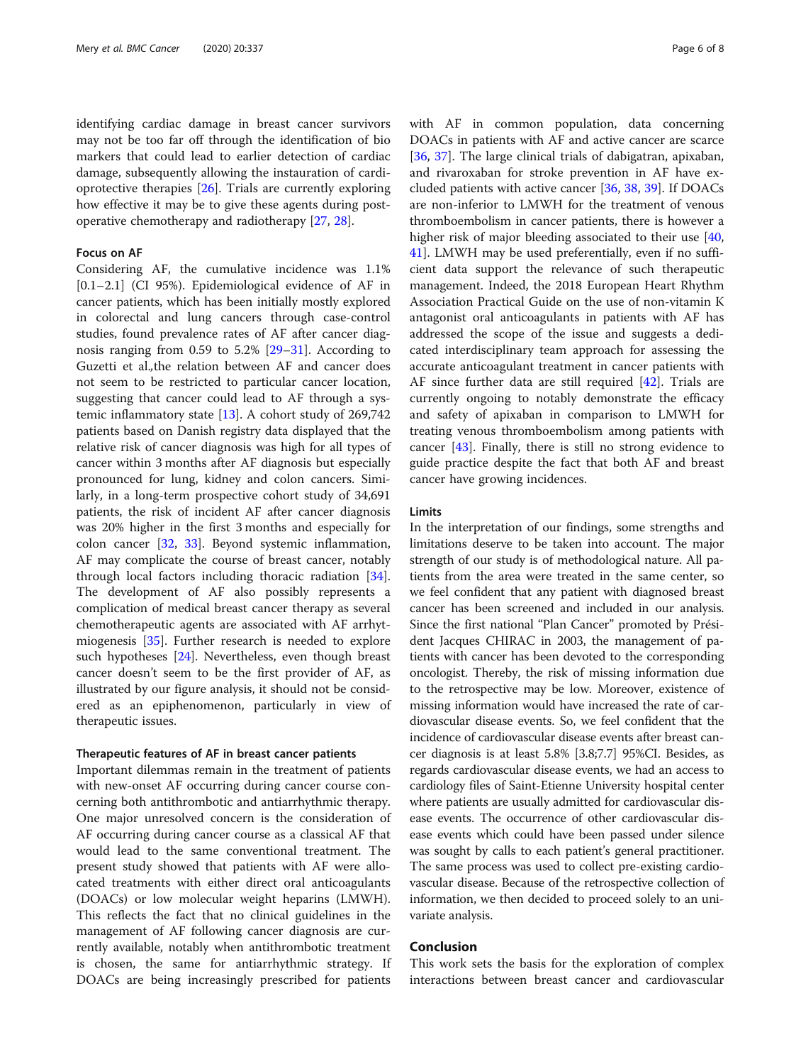identifying cardiac damage in breast cancer survivors may not be too far off through the identification of bio markers that could lead to earlier detection of cardiac damage, subsequently allowing the instauration of cardioprotective therapies [26]. Trials are currently exploring how effective it may be to give these agents during postoperative chemotherapy and radiotherapy [27, 28].

### Focus on AF

Considering AF, the cumulative incidence was 1.1% [0.1–2.1] (CI 95%). Epidemiological evidence of AF in cancer patients, which has been initially mostly explored in colorectal and lung cancers through case-control studies, found prevalence rates of AF after cancer diagnosis ranging from 0.59 to 5.2% [29–31]. According to Guzetti et al.,the relation between AF and cancer does not seem to be restricted to particular cancer location, suggesting that cancer could lead to AF through a systemic inflammatory state [13]. A cohort study of 269,742 patients based on Danish registry data displayed that the relative risk of cancer diagnosis was high for all types of cancer within 3 months after AF diagnosis but especially pronounced for lung, kidney and colon cancers. Similarly, in a long-term prospective cohort study of 34,691 patients, the risk of incident AF after cancer diagnosis was 20% higher in the first 3 months and especially for colon cancer [32, 33]. Beyond systemic inflammation, AF may complicate the course of breast cancer, notably through local factors including thoracic radiation [34]. The development of AF also possibly represents a complication of medical breast cancer therapy as several chemotherapeutic agents are associated with AF arrhytmiogenesis [35]. Further research is needed to explore such hypotheses [24]. Nevertheless, even though breast cancer doesn't seem to be the first provider of AF, as illustrated by our figure analysis, it should not be considered as an epiphenomenon, particularly in view of therapeutic issues.

### Therapeutic features of AF in breast cancer patients

Important dilemmas remain in the treatment of patients with new-onset AF occurring during cancer course concerning both antithrombotic and antiarrhythmic therapy. One major unresolved concern is the consideration of AF occurring during cancer course as a classical AF that would lead to the same conventional treatment. The present study showed that patients with AF were allocated treatments with either direct oral anticoagulants (DOACs) or low molecular weight heparins (LMWH). This reflects the fact that no clinical guidelines in the management of AF following cancer diagnosis are currently available, notably when antithrombotic treatment is chosen, the same for antiarrhythmic strategy. If DOACs are being increasingly prescribed for patients with AF in common population, data concerning DOACs in patients with AF and active cancer are scarce [36, 37]. The large clinical trials of dabigatran, apixaban, and rivaroxaban for stroke prevention in AF have excluded patients with active cancer [36, 38, 39]. If DOACs are non-inferior to LMWH for the treatment of venous thromboembolism in cancer patients, there is however a higher risk of major bleeding associated to their use [40, 41]. LMWH may be used preferentially, even if no sufficient data support the relevance of such therapeutic management. Indeed, the 2018 European Heart Rhythm Association Practical Guide on the use of non-vitamin K antagonist oral anticoagulants in patients with AF has addressed the scope of the issue and suggests a dedicated interdisciplinary team approach for assessing the accurate anticoagulant treatment in cancer patients with AF since further data are still required [42]. Trials are currently ongoing to notably demonstrate the efficacy and safety of apixaban in comparison to LMWH for treating venous thromboembolism among patients with cancer [43]. Finally, there is still no strong evidence to guide practice despite the fact that both AF and breast cancer have growing incidences.

### Limits

In the interpretation of our findings, some strengths and limitations deserve to be taken into account. The major strength of our study is of methodological nature. All patients from the area were treated in the same center, so we feel confident that any patient with diagnosed breast cancer has been screened and included in our analysis. Since the first national "Plan Cancer" promoted by Président Jacques CHIRAC in 2003, the management of patients with cancer has been devoted to the corresponding oncologist. Thereby, the risk of missing information due to the retrospective may be low. Moreover, existence of missing information would have increased the rate of cardiovascular disease events. So, we feel confident that the incidence of cardiovascular disease events after breast cancer diagnosis is at least 5.8% [3.8;7.7] 95%CI. Besides, as regards cardiovascular disease events, we had an access to cardiology files of Saint-Etienne University hospital center where patients are usually admitted for cardiovascular disease events. The occurrence of other cardiovascular disease events which could have been passed under silence was sought by calls to each patient's general practitioner. The same process was used to collect pre-existing cardiovascular disease. Because of the retrospective collection of information, we then decided to proceed solely to an univariate analysis.

## Conclusion

This work sets the basis for the exploration of complex interactions between breast cancer and cardiovascular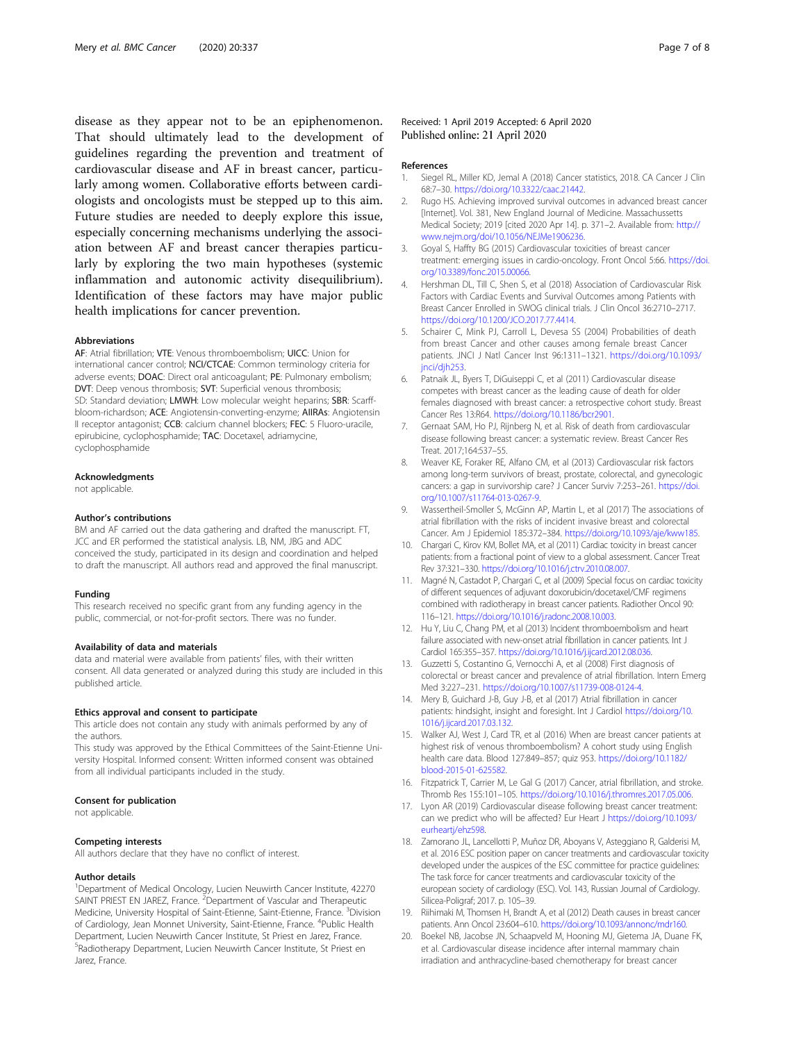disease as they appear not to be an epiphenomenon. That should ultimately lead to the development of guidelines regarding the prevention and treatment of cardiovascular disease and AF in breast cancer, particularly among women. Collaborative efforts between cardiologists and oncologists must be stepped up to this aim. Future studies are needed to deeply explore this issue, especially concerning mechanisms underlying the association between AF and breast cancer therapies particularly by exploring the two main hypotheses (systemic inflammation and autonomic activity disequilibrium). Identification of these factors may have major public health implications for cancer prevention.

#### Abbreviations

**AF**: Atrial fibrillation; **VTE**: Venous thromboembolism; **UICC**: Union for international cancer control; **NCI/CTCAE**: Common terminology criteria for adverse events; **DOAC**: Direct oral anticoagulant; **PE**: Pulmonary embolism; **DVT**: Deep venous thrombosis; **SVT**: Superficial venous thrombosis; SD: Standard deviation; **LMWH**: Low molecular weight heparins; **SBR**: Scarff-bloom-richardson; **ACE**: Angiotensin-converting-enzyme; **AIIRAs**: Angiotensin II receptor antagonist; **CCB**: calcium channel blockers; **FEC**: 5 Fluoro-uracile, epirubicine, cyclophosphamide; **TAC**: Docetaxel, adriamycine, cyclophosphamide

#### Acknowledgments

not applicable.

#### Author's contributions

BM and AF carried out the data gathering and drafted the manuscript. FT, JCC and ER performed the statistical analysis. LB, NM, JBG and ADC conceived the study, participated in its design and coordination and helped to draft the manuscript. All authors read and approved the final manuscript.

#### Funding

This research received no specific grant from any funding agency in the public, commercial, or not-for-profit sectors. There was no funder.

#### Availability of data and materials

data and material were available from patients' files, with their written consent. All data generated or analyzed during this study are included in this published article.

#### Ethics approval and consent to participate

This article does not contain any study with animals performed by any of the authors.

This study was approved by the Ethical Committees of the Saint-Etienne University Hospital. Informed consent: Written informed consent was obtained from all individual participants included in the study.

#### Consent for publication

not applicable.

#### Competing interests

All authors declare that they have no conflict of interest.

#### Author details

[1]Department of Medical Oncology, Lucien Neuwirth Cancer Institute, 42270 SAINT PRIEST EN JAREZ, France. [2]Department of Vascular and Therapeutic Medicine, University Hospital of Saint-Etienne, Saint-Etienne, France. [3]Division of Cardiology, Jean Monnet University, Saint-Etienne, France. [4]Public Health Department, Lucien Neuwirth Cancer Institute, St Priest en Jarez, France. [5]Radiotherapy Department, Lucien Neuwirth Cancer Institute, St Priest en Jarez, France.

Received: 1 April 2019 Accepted: 6 April 2020
Published online: 21 April 2020

#### References

1. Siegel RL, Miller KD, Jemal A (2018) Cancer statistics, 2018. CA Cancer J Clin 68:7–30. https://doi.org/10.3322/caac.21442.
2. Rugo HS. Achieving improved survival outcomes in advanced breast cancer [Internet]. Vol. 381, New England Journal of Medicine. Massachussetts Medical Society; 2019 [cited 2020 Apr 14]. p. 371–2. Available from: http://www.nejm.org/doi/10.1056/NEJMe1906236.
3. Goyal S, Haffty BG (2015) Cardiovascular toxicities of breast cancer treatment: emerging issues in cardio-oncology. Front Oncol 5:66. https://doi.org/10.3389/fonc.2015.00066.
4. Hershman DL, Till C, Shen S, et al (2018) Association of Cardiovascular Risk Factors with Cardiac Events and Survival Outcomes among Patients with Breast Cancer Enrolled in SWOG clinical trials. J Clin Oncol 36:2710–2717. https://doi.org/10.1200/JCO.2017.77.4414.
5. Schairer C, Mink PJ, Carroll L, Devesa SS (2004) Probabilities of death from breast Cancer and other causes among female breast Cancer patients. JNCI J Natl Cancer Inst 96:1311–1321. https://doi.org/10.1093/jnci/djh253.
6. Patnaik JL, Byers T, DiGuiseppi C, et al (2011) Cardiovascular disease competes with breast cancer as the leading cause of death for older females diagnosed with breast cancer: a retrospective cohort study. Breast Cancer Res 13:R64. https://doi.org/10.1186/bcr2901.
7. Gernaat SAM, Ho PJ, Rijnberg N, et al. Risk of death from cardiovascular disease following breast cancer: a systematic review. Breast Cancer Res Treat. 2017;164:537–55.
8. Weaver KE, Foraker RE, Alfano CM, et al (2013) Cardiovascular risk factors among long-term survivors of breast, prostate, colorectal, and gynecologic cancers: a gap in survivorship care? J Cancer Surviv 7:253–261. https://doi.org/10.1007/s11764-013-0267-9.
9. Wassertheil-Smoller S, McGinn AP, Martin L, et al (2017) The associations of atrial fibrillation with the risks of incident invasive breast and colorectal Cancer. Am J Epidemiol 185:372–384. https://doi.org/10.1093/aje/kww185.
10. Chargari C, Kirov KM, Bollet MA, et al (2011) Cardiac toxicity in breast cancer patients: from a fractional point of view to a global assessment. Cancer Treat Rev 37:321–330. https://doi.org/10.1016/j.ctrv.2010.08.007.
11. Magné N, Castadot P, Chargari C, et al (2009) Special focus on cardiac toxicity of different sequences of adjuvant doxorubicin/docetaxel/CMF regimens combined with radiotherapy in breast cancer patients. Radiother Oncol 90: 116–121. https://doi.org/10.1016/j.radonc.2008.10.003.
12. Hu Y, Liu C, Chang PM, et al (2013) Incident thromboembolism and heart failure associated with new-onset atrial fibrillation in cancer patients. Int J Cardiol 165:355–357. https://doi.org/10.1016/j.ijcard.2012.08.036.
13. Guzzetti S, Costantino G, Vernocchi A, et al (2008) First diagnosis of colorectal or breast cancer and prevalence of atrial fibrillation. Intern Emerg Med 3:227–231. https://doi.org/10.1007/s11739-008-0124-4.
14. Mery B, Guichard J-B, Guy J-B, et al (2017) Atrial fibrillation in cancer patients: hindsight, insight and foresight. Int J Cardiol https://doi.org/10.1016/j.ijcard.2017.03.132.
15. Walker AJ, West J, Card TR, et al (2016) When are breast cancer patients at highest risk of venous thromboembolism? A cohort study using English health care data. Blood 127:849–857; quiz 953. https://doi.org/10.1182/blood-2015-01-625582.
16. Fitzpatrick T, Carrier M, Le Gal G (2017) Cancer, atrial fibrillation, and stroke. Thromb Res 155:101–105. https://doi.org/10.1016/j.thromres.2017.05.006.
17. Lyon AR (2019) Cardiovascular disease following breast cancer treatment: can we predict who will be affected? Eur Heart J https://doi.org/10.1093/eurheartj/ehz598.
18. Zamorano JL, Lancellotti P, Muñoz DR, Aboyans V, Asteggiano R, Galderisi M, et al. 2016 ESC position paper on cancer treatments and cardiovascular toxicity developed under the auspices of the ESC committee for practice guidelines: The task force for cancer treatments and cardiovascular toxicity of the european society of cardiology (ESC). Vol. 143, Russian Journal of Cardiology. Silicea-Poligraf; 2017. p. 105–39.
19. Riihimaki M, Thomsen H, Brandt A, et al (2012) Death causes in breast cancer patients. Ann Oncol 23:604–610. https://doi.org/10.1093/annonc/mdr160.
20. Boekel NB, Jacobse JN, Schaapveld M, Hooning MJ, Gietema JA, Duane FK, et al. Cardiovascular disease incidence after internal mammary chain irradiation and anthracycline-based chemotherapy for breast cancer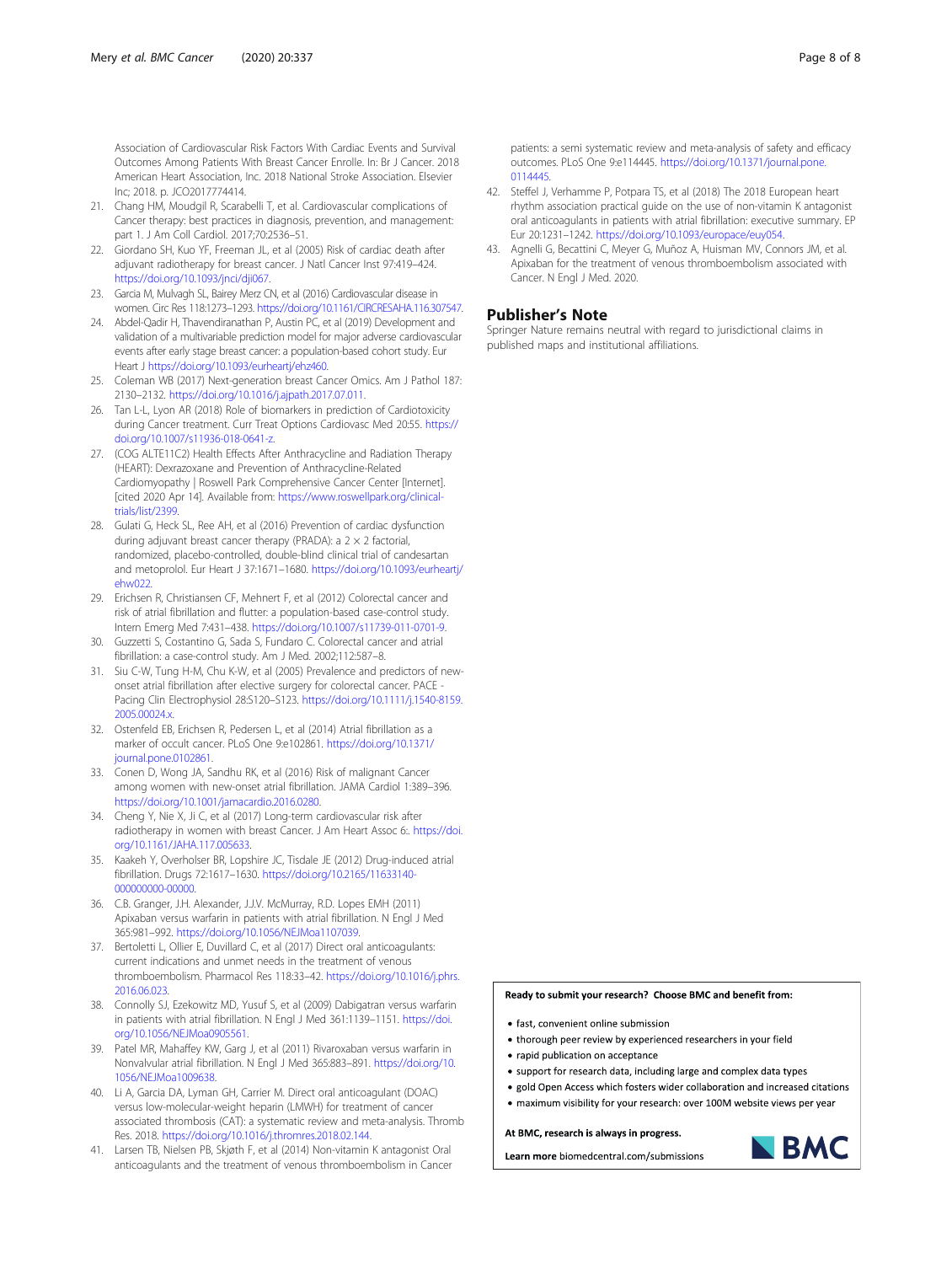Association of Cardiovascular Risk Factors With Cardiac Events and Survival Outcomes Among Patients With Breast Cancer Enrolle. In: Br J Cancer. 2018 American Heart Association, Inc. 2018 National Stroke Association. Elsevier Inc; 2018. p. JCO2017774414.

21. Chang HM, Moudgil R, Scarabelli T, et al. Cardiovascular complications of Cancer therapy: best practices in diagnosis, prevention, and management: part 1. J Am Coll Cardiol. 2017;70:2536–51.
22. Giordano SH, Kuo YF, Freeman JL, et al (2005) Risk of cardiac death after adjuvant radiotherapy for breast cancer. J Natl Cancer Inst 97:419–424. https://doi.org/10.1093/jnci/dji067.
23. Garcia M, Mulvagh SL, Bairey Merz CN, et al (2016) Cardiovascular disease in women. Circ Res 118:1273–1293. https://doi.org/10.1161/CIRCRESAHA.116.307547.
24. Abdel-Qadir H, Thavendiranathan P, Austin PC, et al (2019) Development and validation of a multivariable prediction model for major adverse cardiovascular events after early stage breast cancer: a population-based cohort study. Eur Heart J https://doi.org/10.1093/eurheartj/ehz460.
25. Coleman WB (2017) Next-generation breast Cancer Omics. Am J Pathol 187: 2130–2132. https://doi.org/10.1016/j.ajpath.2017.07.011.
26. Tan L-L, Lyon AR (2018) Role of biomarkers in prediction of Cardiotoxicity during Cancer treatment. Curr Treat Options Cardiovasc Med 20:55. https://doi.org/10.1007/s11936-018-0641-z.
27. (COG ALTE11C2) Health Effects After Anthracycline and Radiation Therapy (HEART): Dexrazoxane and Prevention of Anthracycline-Related Cardiomyopathy | Roswell Park Comprehensive Cancer Center [Internet]. [cited 2020 Apr 14]. Available from: https://www.roswellpark.org/clinical-trials/list/2399.
28. Gulati G, Heck SL, Ree AH, et al (2016) Prevention of cardiac dysfunction during adjuvant breast cancer therapy (PRADA): a 2 × 2 factorial, randomized, placebo-controlled, double-blind clinical trial of candesartan and metoprolol. Eur Heart J 37:1671–1680. https://doi.org/10.1093/eurheartj/ehw022.
29. Erichsen R, Christiansen CF, Mehnert F, et al (2012) Colorectal cancer and risk of atrial fibrillation and flutter: a population-based case-control study. Intern Emerg Med 7:431–438. https://doi.org/10.1007/s11739-011-0701-9.
30. Guzzetti S, Costantino G, Sada S, Fundaro C. Colorectal cancer and atrial fibrillation: a case-control study. Am J Med. 2002;112:587–8.
31. Siu C-W, Tung H-M, Chu K-W, et al (2005) Prevalence and predictors of new-onset atrial fibrillation after elective surgery for colorectal cancer. PACE - Pacing Clin Electrophysiol 28:S120–S123. https://doi.org/10.1111/j.1540-8159.2005.00024.x.
32. Ostenfeld EB, Erichsen R, Pedersen L, et al (2014) Atrial fibrillation as a marker of occult cancer. PLoS One 9:e102861. https://doi.org/10.1371/journal.pone.0102861.
33. Conen D, Wong JA, Sandhu RK, et al (2016) Risk of malignant Cancer among women with new-onset atrial fibrillation. JAMA Cardiol 1:389–396. https://doi.org/10.1001/jamacardio.2016.0280.
34. Cheng Y, Nie X, Ji C, et al (2017) Long-term cardiovascular risk after radiotherapy in women with breast Cancer. J Am Heart Assoc 6:. https://doi.org/10.1161/JAHA.117.005633.
35. Kaakeh Y, Overholser BR, Lopshire JC, Tisdale JE (2012) Drug-induced atrial fibrillation. Drugs 72:1617–1630. https://doi.org/10.2165/11633140-000000000-00000.
36. C.B. Granger, J.H. Alexander, J.J.V. McMurray, R.D. Lopes EMH (2011) Apixaban versus warfarin in patients with atrial fibrillation. N Engl J Med 365:981–992. https://doi.org/10.1056/NEJMoa1107039.
37. Bertoletti L, Ollier E, Duvillard C, et al (2017) Direct oral anticoagulants: current indications and unmet needs in the treatment of venous thromboembolism. Pharmacol Res 118:33–42. https://doi.org/10.1016/j.phrs.2016.06.023.
38. Connolly SJ, Ezekowitz MD, Yusuf S, et al (2009) Dabigatran versus warfarin in patients with atrial fibrillation. N Engl J Med 361:1139–1151. https://doi.org/10.1056/NEJMoa0905561.
39. Patel MR, Mahaffey KW, Garg J, et al (2011) Rivaroxaban versus warfarin in Nonvalvular atrial fibrillation. N Engl J Med 365:883–891. https://doi.org/10.1056/NEJMoa1009638.
40. Li A, Garcia DA, Lyman GH, Carrier M. Direct oral anticoagulant (DOAC) versus low-molecular-weight heparin (LMWH) for treatment of cancer associated thrombosis (CAT): a systematic review and meta-analysis. Thromb Res. 2018. https://doi.org/10.1016/j.thromres.2018.02.144.
41. Larsen TB, Nielsen PB, Skjøth F, et al (2014) Non-vitamin K antagonist Oral anticoagulants and the treatment of venous thromboembolism in Cancer patients: a semi systematic review and meta-analysis of safety and efficacy outcomes. PLoS One 9:e114445. https://doi.org/10.1371/journal.pone.0114445.
42. Steffel J, Verhamme P, Potpara TS, et al (2018) The 2018 European heart rhythm association practical guide on the use of non-vitamin K antagonist oral anticoagulants in patients with atrial fibrillation: executive summary. EP Eur 20:1231–1242. https://doi.org/10.1093/europace/euy054.
43. Agnelli G, Becattini C, Meyer G, Muñoz A, Huisman MV, Connors JM, et al. Apixaban for the treatment of venous thromboembolism associated with Cancer. N Engl J Med. 2020.

## Publisher's Note

Springer Nature remains neutral with regard to jurisdictional claims in published maps and institutional affiliations.

**Ready to submit your research? Choose BMC and benefit from:**

- fast, convenient online submission
- thorough peer review by experienced researchers in your field
- rapid publication on acceptance
- support for research data, including large and complex data types
- gold Open Access which fosters wider collaboration and increased citations
- maximum visibility for your research: over 100M website views per year

**At BMC, research is always in progress.**

**Learn more** biomedcentral.com/submissions

BMC